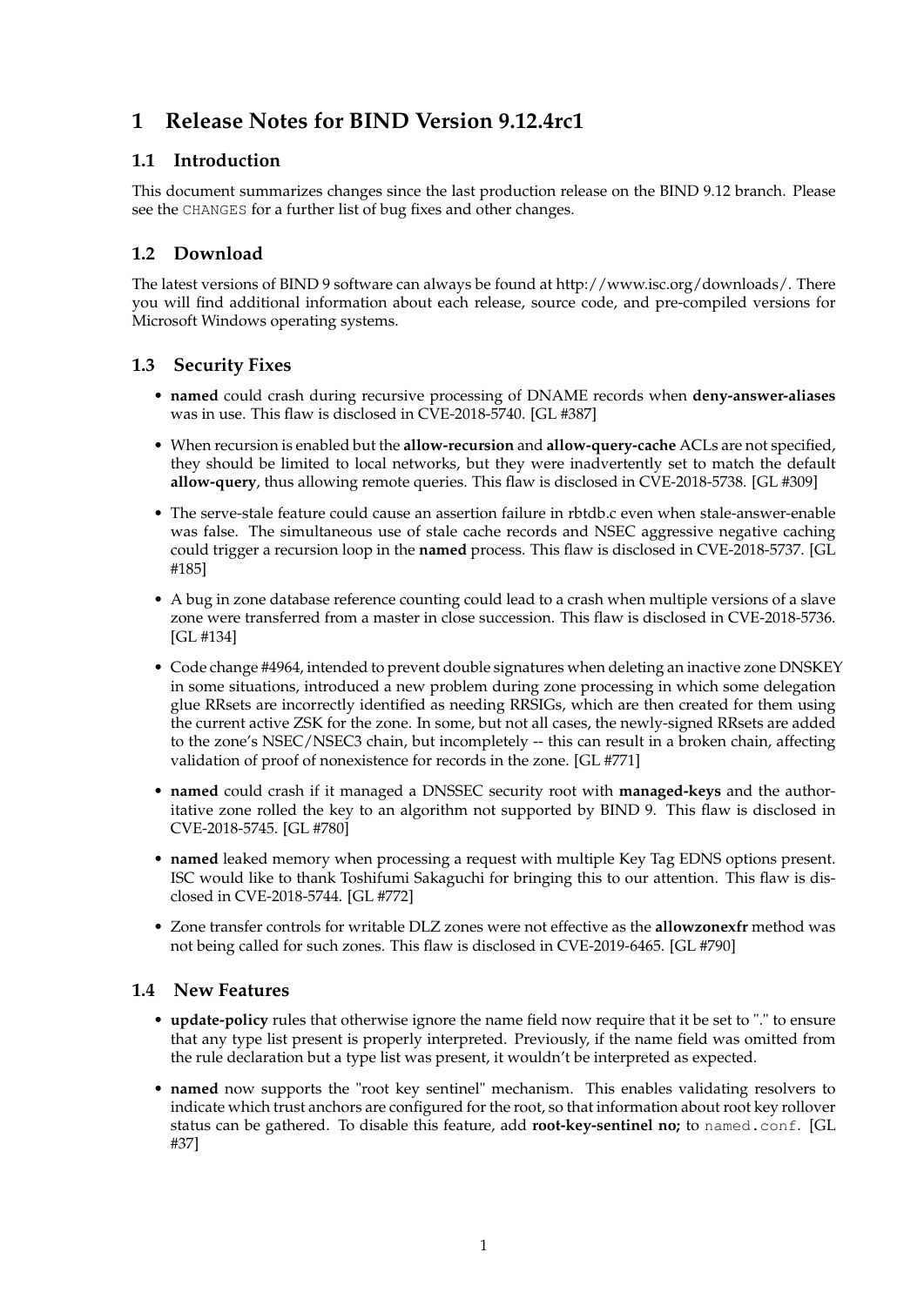# 1 Release Notes for BIND Version 9.12.4rc1

## 1.1 Introduction

This document summarizes changes since the last production release on the BIND 9.12 branch. Please see the `CHANGES` for a further list of bug fixes and other changes.

## 1.2 Download

The latest versions of BIND 9 software can always be found at http://www.isc.org/downloads/. There you will find additional information about each release, source code, and pre-compiled versions for Microsoft Windows operating systems.

## 1.3 Security Fixes

- **named** could crash during recursive processing of DNAME records when **deny-answer-aliases** was in use. This flaw is disclosed in CVE-2018-5740. [GL #387]
- When recursion is enabled but the **allow-recursion** and **allow-query-cache** ACLs are not specified, they should be limited to local networks, but they were inadvertently set to match the default **allow-query**, thus allowing remote queries. This flaw is disclosed in CVE-2018-5738. [GL #309]
- The serve-stale feature could cause an assertion failure in rbtdb.c even when stale-answer-enable was false. The simultaneous use of stale cache records and NSEC aggressive negative caching could trigger a recursion loop in the **named** process. This flaw is disclosed in CVE-2018-5737. [GL #185]
- A bug in zone database reference counting could lead to a crash when multiple versions of a slave zone were transferred from a master in close succession. This flaw is disclosed in CVE-2018-5736. [GL #134]
- Code change #4964, intended to prevent double signatures when deleting an inactive zone DNSKEY in some situations, introduced a new problem during zone processing in which some delegation glue RRsets are incorrectly identified as needing RRSIGs, which are then created for them using the current active ZSK for the zone. In some, but not all cases, the newly-signed RRsets are added to the zone's NSEC/NSEC3 chain, but incompletely -- this can result in a broken chain, affecting validation of proof of nonexistence for records in the zone. [GL #771]
- **named** could crash if it managed a DNSSEC security root with **managed-keys** and the authoritative zone rolled the key to an algorithm not supported by BIND 9. This flaw is disclosed in CVE-2018-5745. [GL #780]
- **named** leaked memory when processing a request with multiple Key Tag EDNS options present. ISC would like to thank Toshifumi Sakaguchi for bringing this to our attention. This flaw is disclosed in CVE-2018-5744. [GL #772]
- Zone transfer controls for writable DLZ zones were not effective as the **allowzonexfr** method was not being called for such zones. This flaw is disclosed in CVE-2019-6465. [GL #790]

## 1.4 New Features

- **update-policy** rules that otherwise ignore the name field now require that it be set to "." to ensure that any type list present is properly interpreted. Previously, if the name field was omitted from the rule declaration but a type list was present, it wouldn't be interpreted as expected.
- **named** now supports the "root key sentinel" mechanism. This enables validating resolvers to indicate which trust anchors are configured for the root, so that information about root key rollover status can be gathered. To disable this feature, add **root-key-sentinel no;** to `named.conf`. [GL #37]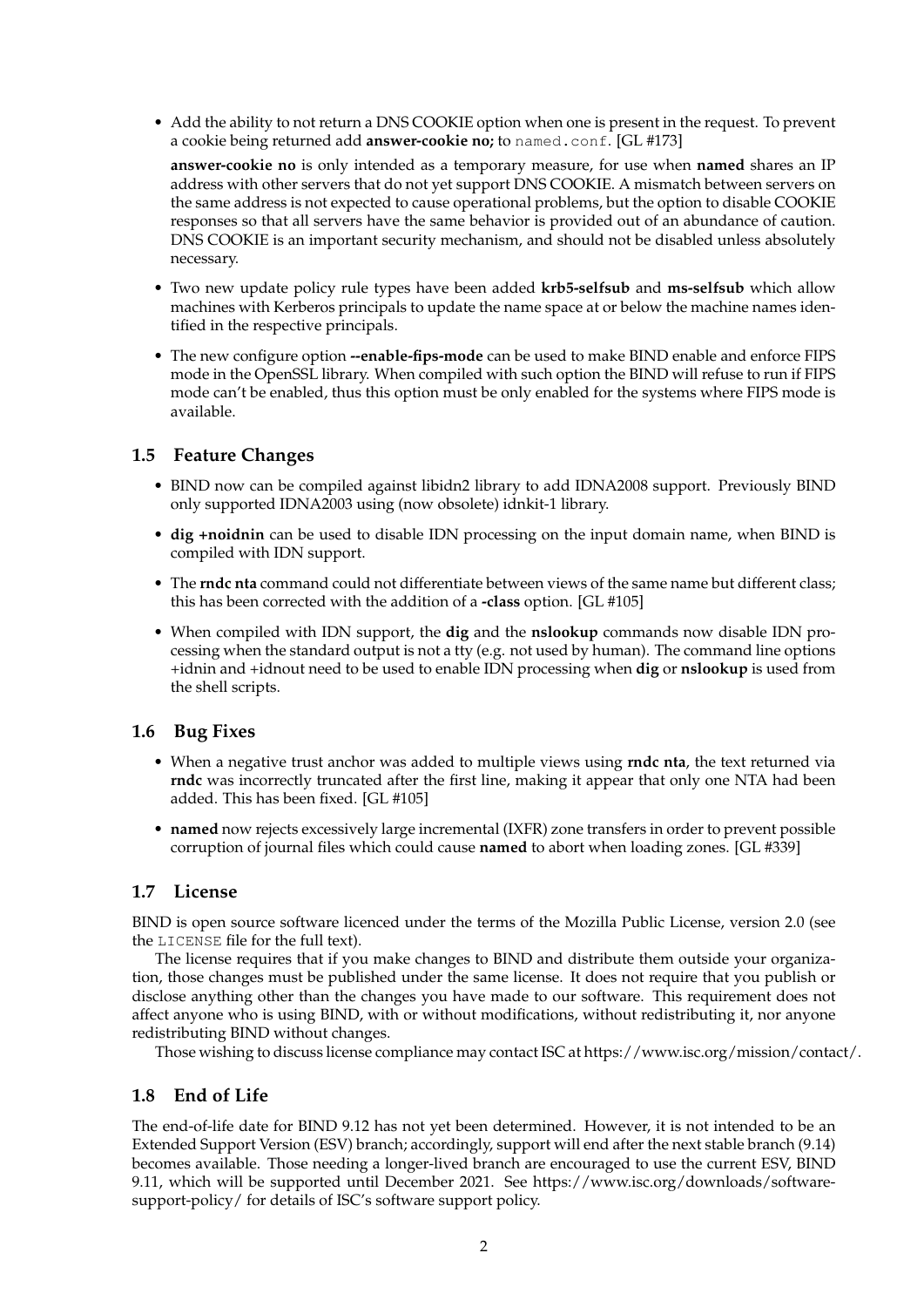- Add the ability to not return a DNS COOKIE option when one is present in the request. To prevent a cookie being returned add **answer-cookie no;** to `named.conf`. [GL #173]

  **answer-cookie no** is only intended as a temporary measure, for use when **named** shares an IP address with other servers that do not yet support DNS COOKIE. A mismatch between servers on the same address is not expected to cause operational problems, but the option to disable COOKIE responses so that all servers have the same behavior is provided out of an abundance of caution. DNS COOKIE is an important security mechanism, and should not be disabled unless absolutely necessary.

- Two new update policy rule types have been added **krb5-selfsub** and **ms-selfsub** which allow machines with Kerberos principals to update the name space at or below the machine names identified in the respective principals.

- The new configure option **--enable-fips-mode** can be used to make BIND enable and enforce FIPS mode in the OpenSSL library. When compiled with such option the BIND will refuse to run if FIPS mode can't be enabled, thus this option must be only enabled for the systems where FIPS mode is available.

## 1.5 Feature Changes

- BIND now can be compiled against libidn2 library to add IDNA2008 support. Previously BIND only supported IDNA2003 using (now obsolete) idnkit-1 library.

- **dig +noidnin** can be used to disable IDN processing on the input domain name, when BIND is compiled with IDN support.

- The **rndc nta** command could not differentiate between views of the same name but different class; this has been corrected with the addition of a **-class** option. [GL #105]

- When compiled with IDN support, the **dig** and the **nslookup** commands now disable IDN processing when the standard output is not a tty (e.g. not used by human). The command line options +idnin and +idnout need to be used to enable IDN processing when **dig** or **nslookup** is used from the shell scripts.

## 1.6 Bug Fixes

- When a negative trust anchor was added to multiple views using **rndc nta**, the text returned via **rndc** was incorrectly truncated after the first line, making it appear that only one NTA had been added. This has been fixed. [GL #105]

- **named** now rejects excessively large incremental (IXFR) zone transfers in order to prevent possible corruption of journal files which could cause **named** to abort when loading zones. [GL #339]

## 1.7 License

BIND is open source software licenced under the terms of the Mozilla Public License, version 2.0 (see the `LICENSE` file for the full text).

The license requires that if you make changes to BIND and distribute them outside your organization, those changes must be published under the same license. It does not require that you publish or disclose anything other than the changes you have made to our software. This requirement does not affect anyone who is using BIND, with or without modifications, without redistributing it, nor anyone redistributing BIND without changes.

Those wishing to discuss license compliance may contact ISC at https://www.isc.org/mission/contact/.

## 1.8 End of Life

The end-of-life date for BIND 9.12 has not yet been determined. However, it is not intended to be an Extended Support Version (ESV) branch; accordingly, support will end after the next stable branch (9.14) becomes available. Those needing a longer-lived branch are encouraged to use the current ESV, BIND 9.11, which will be supported until December 2021. See https://www.isc.org/downloads/software-support-policy/ for details of ISC's software support policy.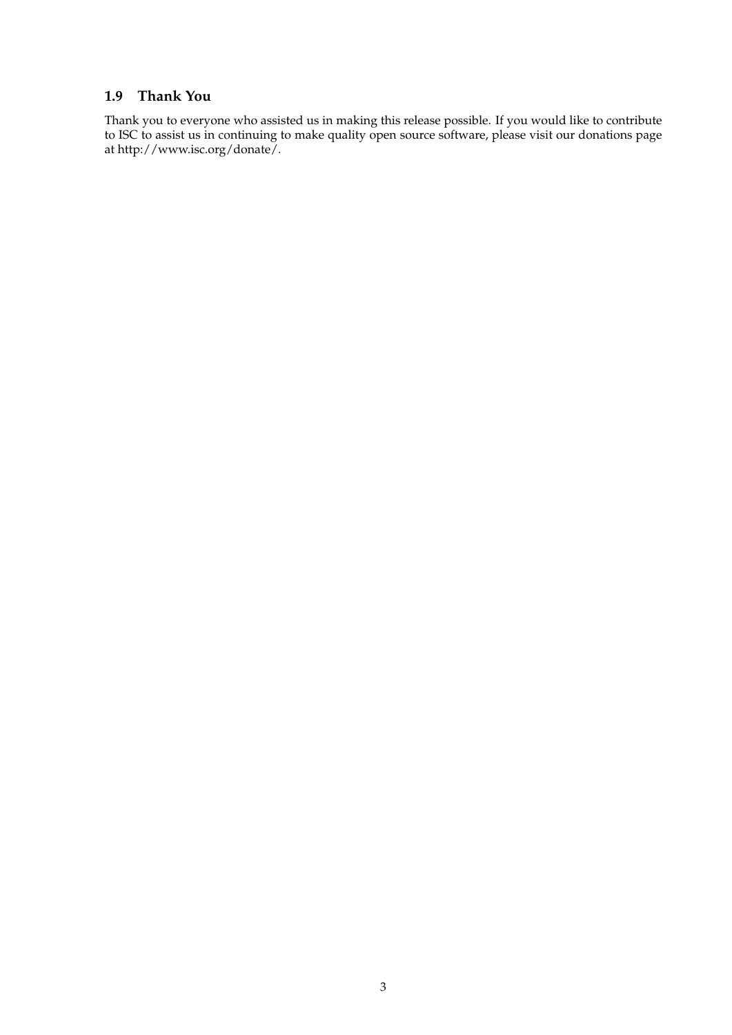### 1.9 Thank You

Thank you to everyone who assisted us in making this release possible. If you would like to contribute to ISC to assist us in continuing to make quality open source software, please visit our donations page at http://www.isc.org/donate/.